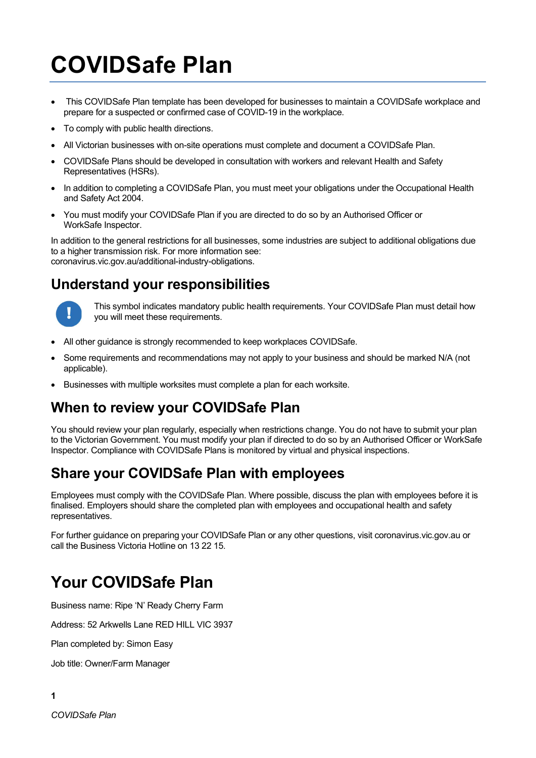# COVIDSafe Plan

- This COVIDSafe Plan template has been developed for businesses to maintain a COVIDSafe workplace and prepare for a suspected or confirmed case of COVID-19 in the workplace.
- To comply with public health directions.
- All Victorian businesses with on-site operations must complete and document a COVIDSafe Plan.
- COVIDSafe Plans should be developed in consultation with workers and relevant Health and Safety Representatives (HSRs).
- In addition to completing a COVIDSafe Plan, you must meet your obligations under the Occupational Health and Safety Act 2004.
- You must modify your COVIDSafe Plan if you are directed to do so by an Authorised Officer or WorkSafe Inspector.

In addition to the general restrictions for all businesses, some industries are subject to additional obligations due to a higher transmission risk. For more information see: coronavirus.vic.gov.au/additional-industry-obligations.

## Understand your responsibilities

! This symbol indicates mandatory public health requirements. Your COVIDSafe Plan must detail how you will meet these requirements.

- All other guidance is strongly recommended to keep workplaces COVIDSafe.
- Some requirements and recommendations may not apply to your business and should be marked N/A (not applicable).
- Businesses with multiple worksites must complete a plan for each worksite.

## When to review your COVIDSafe Plan

You should review your plan regularly, especially when restrictions change. You do not have to submit your plan to the Victorian Government. You must modify your plan if directed to do so by an Authorised Officer or WorkSafe Inspector. Compliance with COVIDSafe Plans is monitored by virtual and physical inspections.

## Share your COVIDSafe Plan with employees

Employees must comply with the COVIDSafe Plan. Where possible, discuss the plan with employees before it is finalised. Employers should share the completed plan with employees and occupational health and safety representatives.

For further guidance on preparing your COVIDSafe Plan or any other questions, visit coronavirus.vic.gov.au or call the Business Victoria Hotline on 13 22 15.

# Your COVIDSafe Plan

Business name: Ripe 'N' Ready Cherry Farm

Address: 52 Arkwells Lane RED HILL VIC 3937

Plan completed by: Simon Easy

Job title: Owner/Farm Manager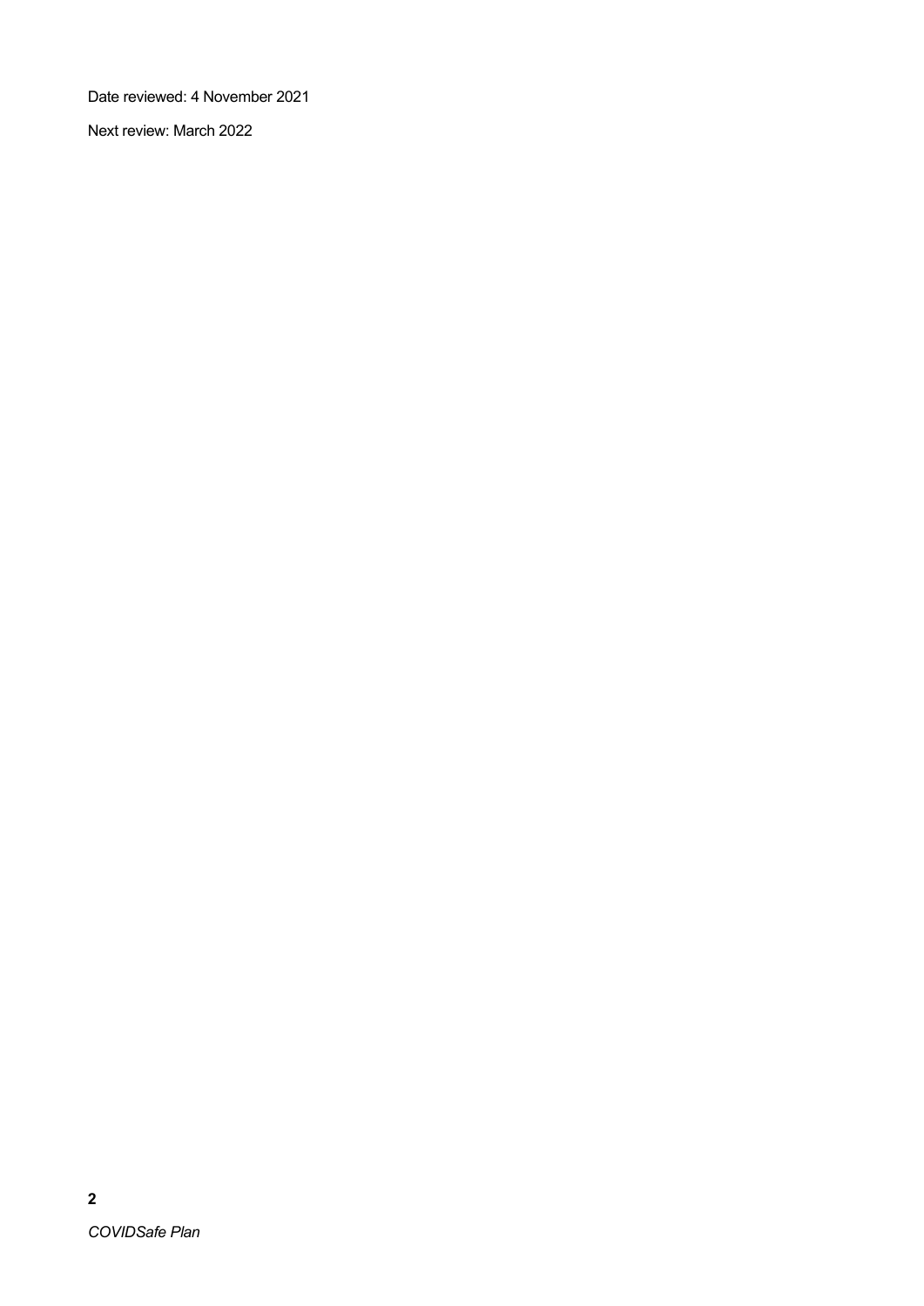Date reviewed: 4 November 2021

Next review: March 2022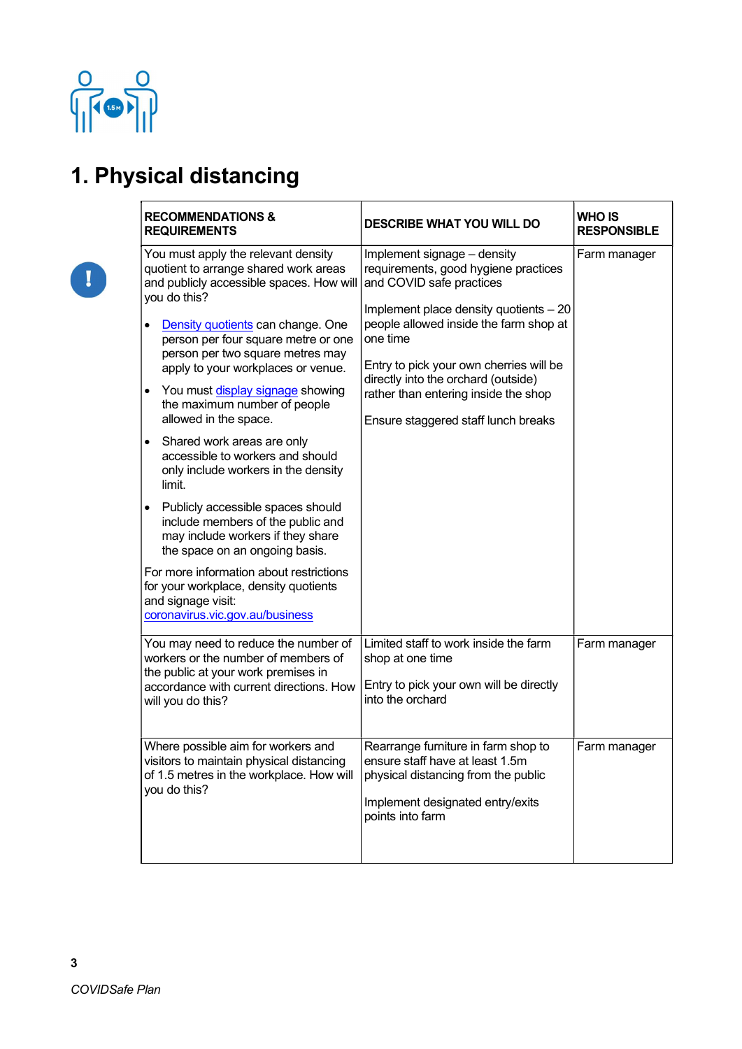# 1. Physical distancing

| RECOMMENDATIONS & REQUIREMENTS | DESCRIBE WHAT YOU WILL DO | WHO IS RESPONSIBLE |
|---|---|---|
| You must apply the relevant density quotient to arrange shared work areas and publicly accessible spaces. How will you do this?<br>• Density quotients can change. One person per four square metre or one person per two square metres may apply to your workplaces or venue.<br>• You must display signage showing the maximum number of people allowed in the space.<br>• Shared work areas are only accessible to workers and should only include workers in the density limit.<br>• Publicly accessible spaces should include members of the public and may include workers if they share the space on an ongoing basis.<br>For more information about restrictions for your workplace, density quotients and signage visit: coronavirus.vic.gov.au/business | Implement signage – density requirements, good hygiene practices and COVID safe practices<br><br>Implement place density quotients – 20 people allowed inside the farm shop at one time<br><br>Entry to pick your own cherries will be directly into the orchard (outside) rather than entering inside the shop<br><br>Ensure staggered staff lunch breaks | Farm manager |
| You may need to reduce the number of workers or the number of members of the public at your work premises in accordance with current directions. How will you do this? | Limited staff to work inside the farm shop at one time<br><br>Entry to pick your own will be directly into the orchard | Farm manager |
| Where possible aim for workers and visitors to maintain physical distancing of 1.5 metres in the workplace. How will you do this? | Rearrange furniture in farm shop to ensure staff have at least 1.5m physical distancing from the public<br><br>Implement designated entry/exits points into farm | Farm manager |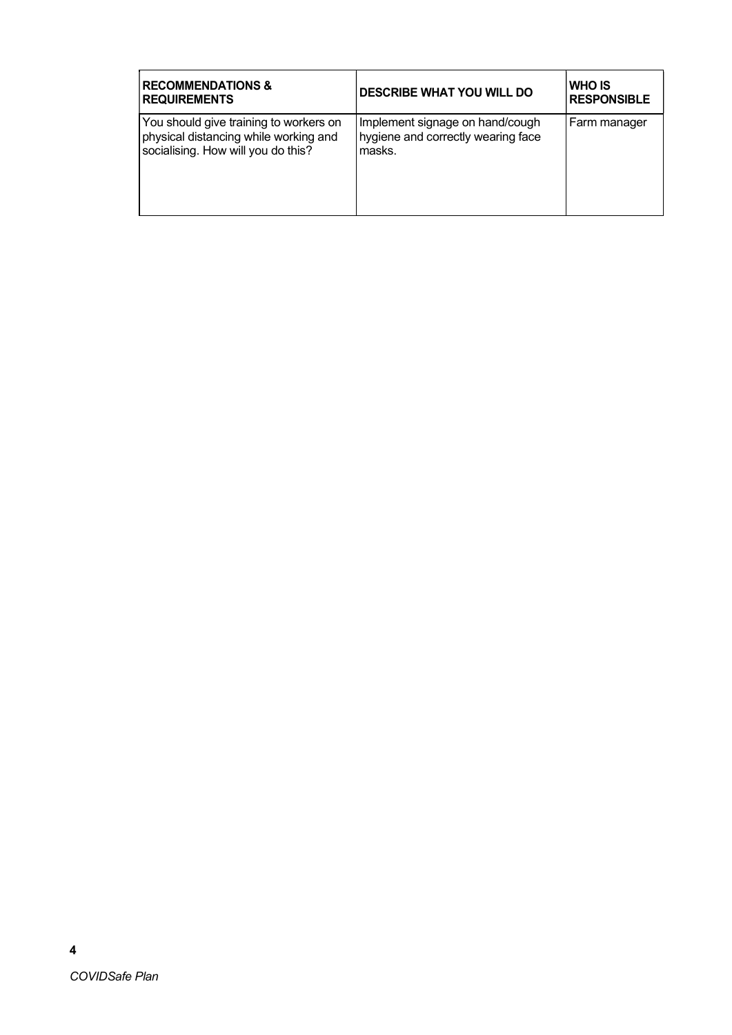| RECOMMENDATIONS & REQUIREMENTS | DESCRIBE WHAT YOU WILL DO | WHO IS RESPONSIBLE |
| --- | --- | --- |
| You should give training to workers on physical distancing while working and socialising. How will you do this? | Implement signage on hand/cough hygiene and correctly wearing face masks. | Farm manager |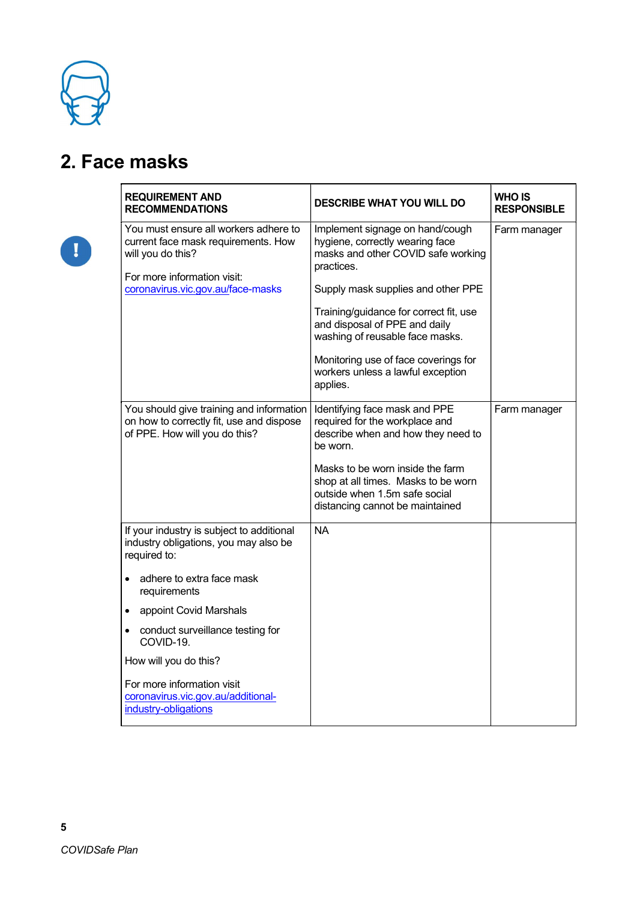## 2. Face masks

| REQUIREMENT AND RECOMMENDATIONS | DESCRIBE WHAT YOU WILL DO | WHO IS RESPONSIBLE |
|---|---|---|
| You must ensure all workers adhere to current face mask requirements. How will you do this?<br><br>For more information visit: [coronavirus.vic.gov.au/face-masks](https://coronavirus.vic.gov.au/face-masks) | Implement signage on hand/cough hygiene, correctly wearing face masks and other COVID safe working practices.<br><br>Supply mask supplies and other PPE<br><br>Training/guidance for correct fit, use and disposal of PPE and daily washing of reusable face masks.<br><br>Monitoring use of face coverings for workers unless a lawful exception applies. | Farm manager |
| You should give training and information on how to correctly fit, use and dispose of PPE. How will you do this? | Identifying face mask and PPE required for the workplace and describe when and how they need to be worn.<br><br>Masks to be worn inside the farm shop at all times. Masks to be worn outside when 1.5m safe social distancing cannot be maintained | Farm manager |
| If your industry is subject to additional industry obligations, you may also be required to:<br><br>• adhere to extra face mask requirements<br>• appoint Covid Marshals<br>• conduct surveillance testing for COVID-19.<br><br>How will you do this?<br><br>For more information visit [coronavirus.vic.gov.au/additional-industry-obligations](https://coronavirus.vic.gov.au/additional-industry-obligations) | NA | |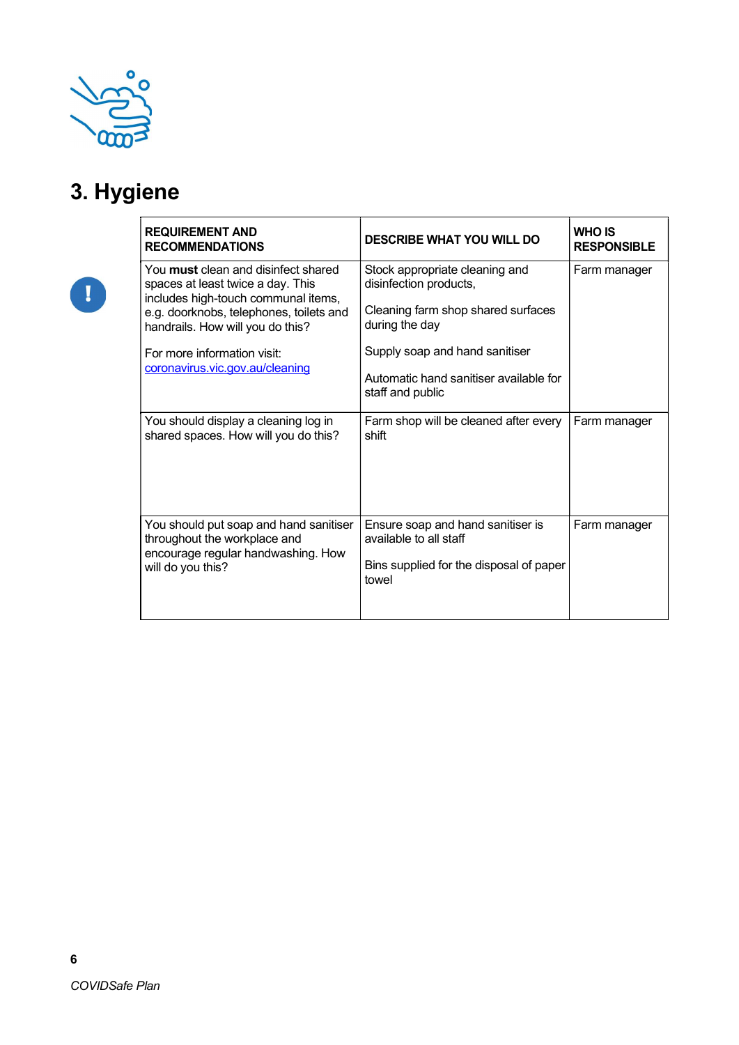# 3. Hygiene

| REQUIREMENT AND RECOMMENDATIONS | DESCRIBE WHAT YOU WILL DO | WHO IS RESPONSIBLE |
|---|---|---|
| You **must** clean and disinfect shared spaces at least twice a day. This includes high-touch communal items, e.g. doorknobs, telephones, toilets and handrails. How will you do this?<br><br>For more information visit: [coronavirus.vic.gov.au/cleaning](coronavirus.vic.gov.au/cleaning) | Stock appropriate cleaning and disinfection products,<br><br>Cleaning farm shop shared surfaces during the day<br><br>Supply soap and hand sanitiser<br><br>Automatic hand sanitiser available for staff and public | Farm manager |
| You should display a cleaning log in shared spaces. How will you do this? | Farm shop will be cleaned after every shift | Farm manager |
| You should put soap and hand sanitiser throughout the workplace and encourage regular handwashing. How will do you this? | Ensure soap and hand sanitiser is available to all staff<br><br>Bins supplied for the disposal of paper towel | Farm manager |

*COVIDSafe Plan*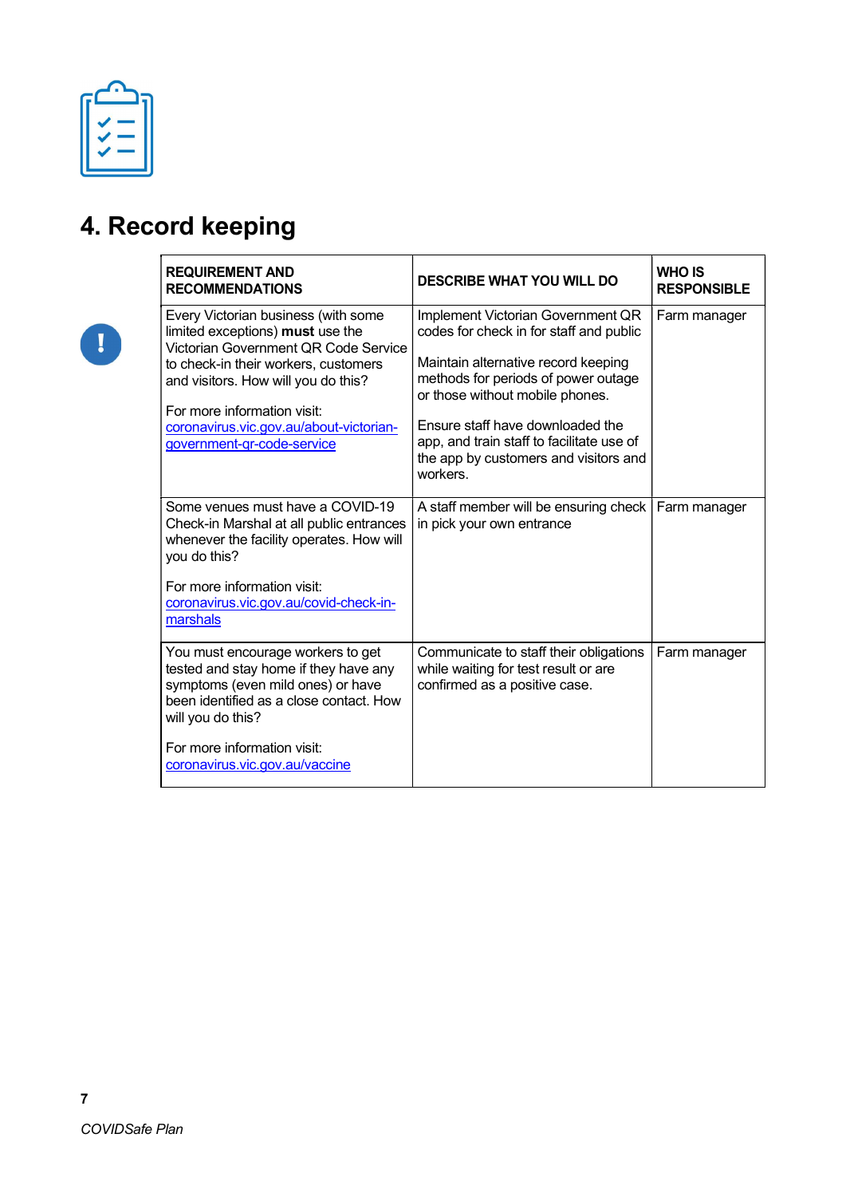# 4. Record keeping

| REQUIREMENT AND RECOMMENDATIONS | DESCRIBE WHAT YOU WILL DO | WHO IS RESPONSIBLE |
|---|---|---|
| Every Victorian business (with some limited exceptions) **must** use the Victorian Government QR Code Service to check-in their workers, customers and visitors. How will you do this?<br><br>For more information visit: [coronavirus.vic.gov.au/about-victorian-government-qr-code-service](coronavirus.vic.gov.au/about-victorian-government-qr-code-service) | Implement Victorian Government QR codes for check in for staff and public<br><br>Maintain alternative record keeping methods for periods of power outage or those without mobile phones.<br><br>Ensure staff have downloaded the app, and train staff to facilitate use of the app by customers and visitors and workers. | Farm manager |
| Some venues must have a COVID-19 Check-in Marshal at all public entrances whenever the facility operates. How will you do this?<br><br>For more information visit: [coronavirus.vic.gov.au/covid-check-in-marshals](coronavirus.vic.gov.au/covid-check-in-marshals) | A staff member will be ensuring check in pick your own entrance | Farm manager |
| You must encourage workers to get tested and stay home if they have any symptoms (even mild ones) or have been identified as a close contact. How will you do this?<br><br>For more information visit: [coronavirus.vic.gov.au/vaccine](coronavirus.vic.gov.au/vaccine) | Communicate to staff their obligations while waiting for test result or are confirmed as a positive case. | Farm manager |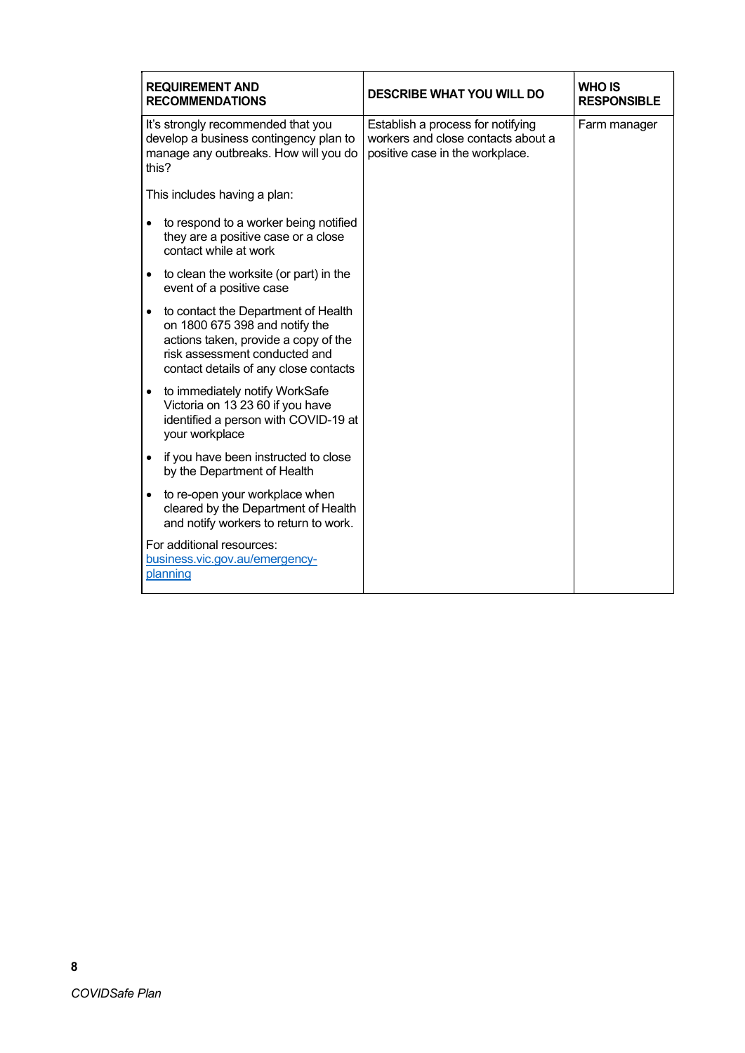| REQUIREMENT AND RECOMMENDATIONS | DESCRIBE WHAT YOU WILL DO | WHO IS RESPONSIBLE |
|---|---|---|
| It's strongly recommended that you develop a business contingency plan to manage any outbreaks. How will you do this?<br><br>This includes having a plan:<br><br>• to respond to a worker being notified they are a positive case or a close contact while at work<br>• to clean the worksite (or part) in the event of a positive case<br>• to contact the Department of Health on 1800 675 398 and notify the actions taken, provide a copy of the risk assessment conducted and contact details of any close contacts<br>• to immediately notify WorkSafe Victoria on 13 23 60 if you have identified a person with COVID-19 at your workplace<br>• if you have been instructed to close by the Department of Health<br>• to re-open your workplace when cleared by the Department of Health and notify workers to return to work.<br><br>For additional resources: [business.vic.gov.au/emergency-planning](business.vic.gov.au/emergency-planning) | Establish a process for notifying workers and close contacts about a positive case in the workplace. | Farm manager |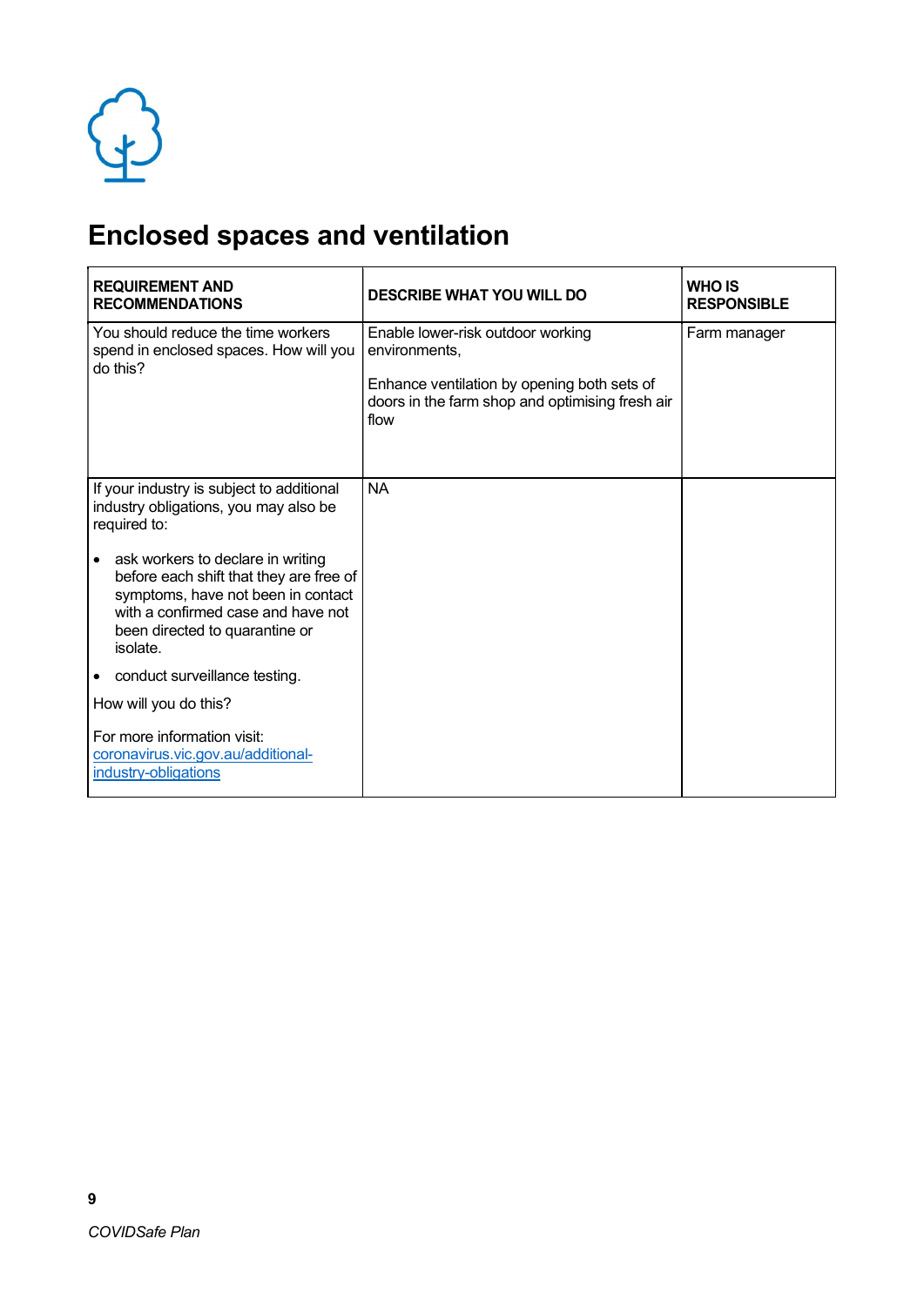# Enclosed spaces and ventilation

| REQUIREMENT AND RECOMMENDATIONS | DESCRIBE WHAT YOU WILL DO | WHO IS RESPONSIBLE |
|---|---|---|
| You should reduce the time workers spend in enclosed spaces. How will you do this? | Enable lower-risk outdoor working environments,<br><br>Enhance ventilation by opening both sets of doors in the farm shop and optimising fresh air flow | Farm manager |
| If your industry is subject to additional industry obligations, you may also be required to:<br><br>• ask workers to declare in writing before each shift that they are free of symptoms, have not been in contact with a confirmed case and have not been directed to quarantine or isolate.<br>• conduct surveillance testing.<br><br>How will you do this?<br><br>For more information visit: [coronavirus.vic.gov.au/additional-industry-obligations](coronavirus.vic.gov.au/additional-industry-obligations) | NA | |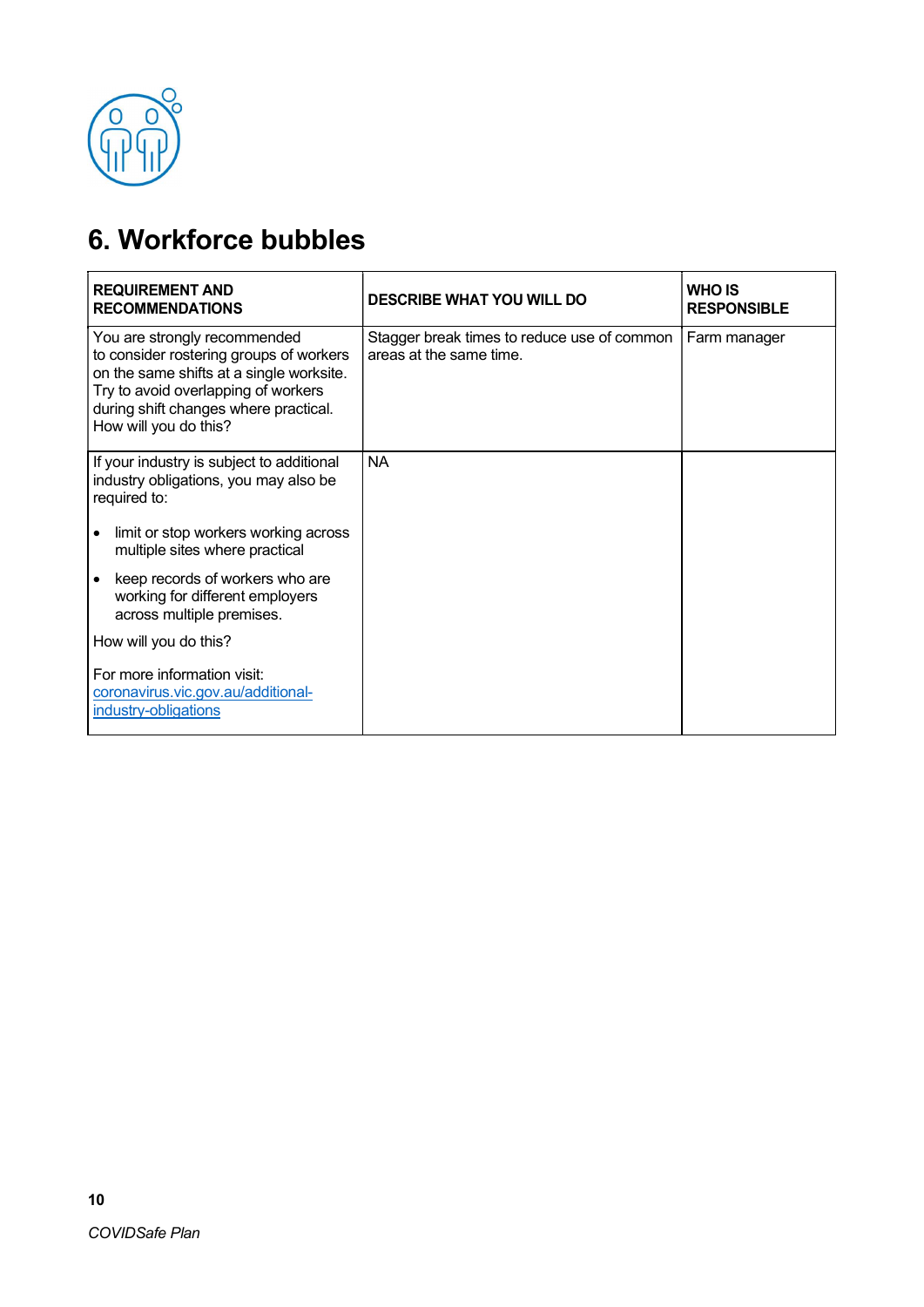## 6. Workforce bubbles

| REQUIREMENT AND RECOMMENDATIONS | DESCRIBE WHAT YOU WILL DO | WHO IS RESPONSIBLE |
|---|---|---|
| You are strongly recommended to consider rostering groups of workers on the same shifts at a single worksite. Try to avoid overlapping of workers during shift changes where practical. How will you do this? | Stagger break times to reduce use of common areas at the same time. | Farm manager |
| If your industry is subject to additional industry obligations, you may also be required to:<br>• limit or stop workers working across multiple sites where practical<br>• keep records of workers who are working for different employers across multiple premises.<br>How will you do this?<br>For more information visit: [coronavirus.vic.gov.au/additional-industry-obligations](coronavirus.vic.gov.au/additional-industry-obligations) | NA | |